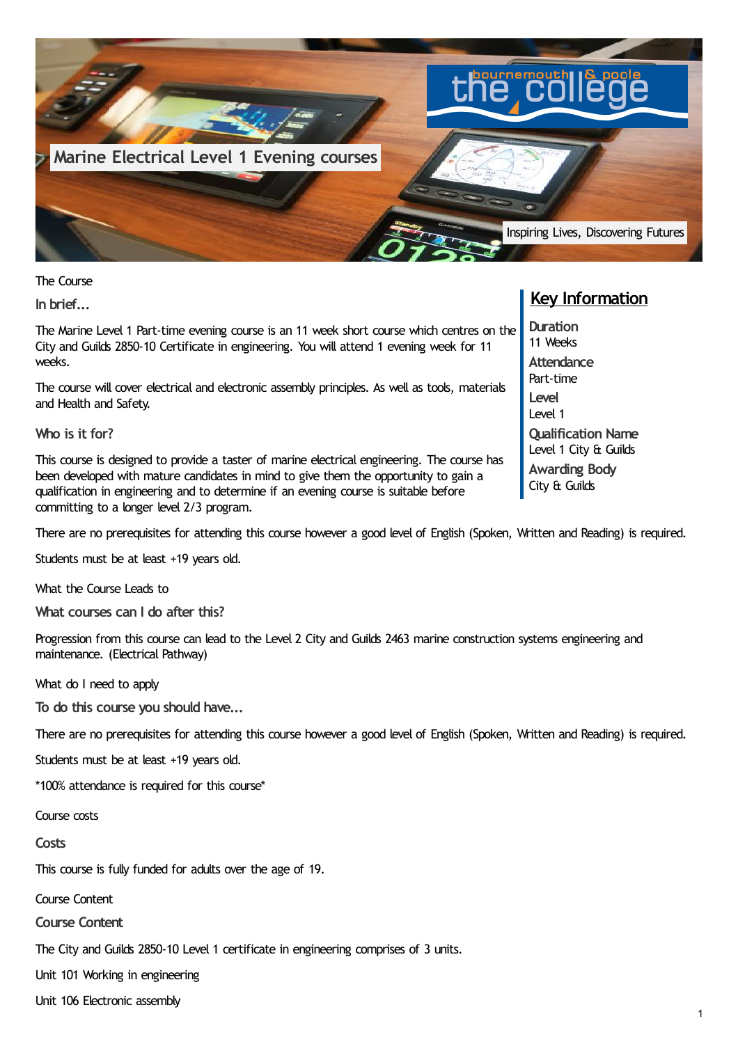# Marine Electrical Level 1 Evening courses

Inspiring Lives, Discovering Futures

## Key Information

**Duration**
11 Weeks

**Attendance**
Part-time

**Level**
Level 1

**Qualification Name**
Level 1 City & Guilds

**Awarding Body**
City & Guilds

## The Course

### In brief...

The Marine Level 1 Part-time evening course is an 11 week short course which centres on the City and Guilds 2850-10 Certificate in engineering. You will attend 1 evening week for 11 weeks.

The course will cover electrical and electronic assembly principles. As well as tools, materials and Health and Safety.

### Who is it for?

This course is designed to provide a taster of marine electrical engineering. The course has been developed with mature candidates in mind to give them the opportunity to gain a qualification in engineering and to determine if an evening course is suitable before committing to a longer level 2/3 program.

There are no prerequisites for attending this course however a good level of English (Spoken, Written and Reading) is required.

Students must be at least +19 years old.

## What the Course Leads to

### What courses can I do after this?

Progression from this course can lead to the Level 2 City and Guilds 2463 marine construction systems engineering and maintenance. (Electrical Pathway)

## What do I need to apply

### To do this course you should have...

There are no prerequisites for attending this course however a good level of English (Spoken, Written and Reading) is required.

Students must be at least +19 years old.

*100% attendance is required for this course*

## Course costs

### Costs

This course is fully funded for adults over the age of 19.

## Course Content

### Course Content

The City and Guilds 2850-10 Level 1 certificate in engineering comprises of 3 units.

Unit 101 Working in engineering

Unit 106 Electronic assembly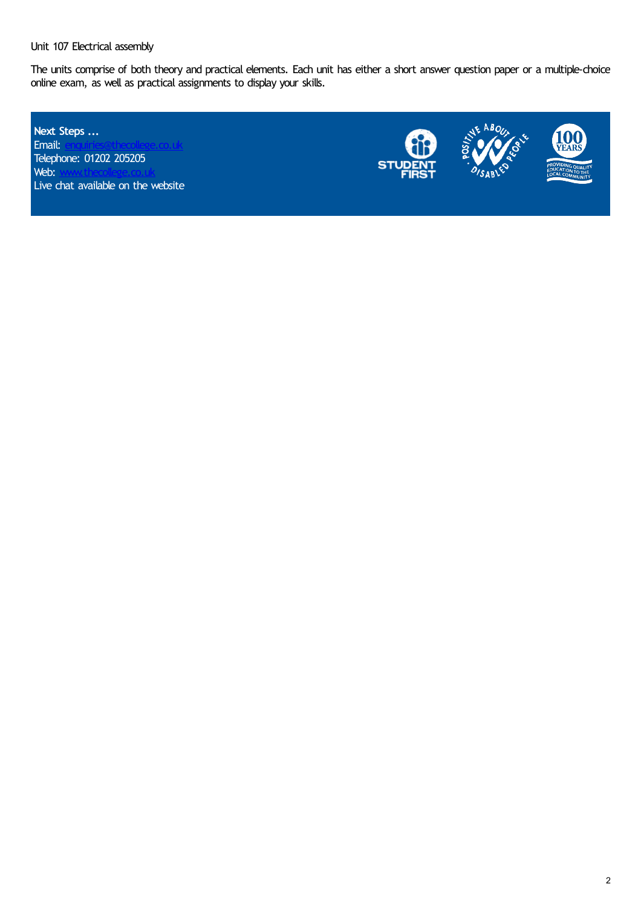Unit 107 Electrical assembly

The units comprise of both theory and practical elements. Each unit has either a short answer question paper or a multiple-choice online exam, as well as practical assignments to display your skills.

**Next Steps …**
Email: enquiries@thecollege.co.uk
Telephone: 01202 205205
Web: www.thecollege.co.uk
Live chat available on the website